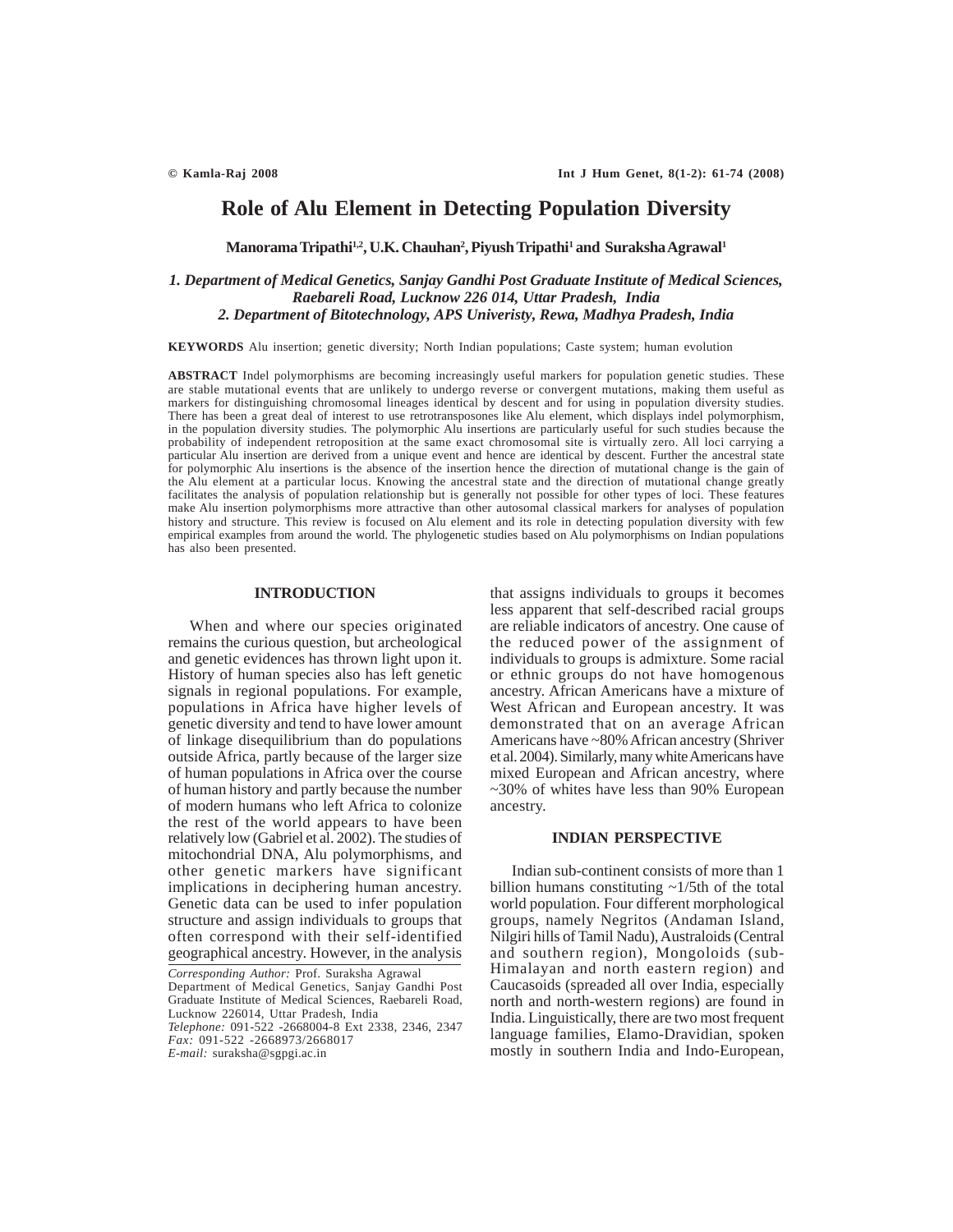# Role of Alu Element in Detecting Population Diversity

**Manorama Tripathi[1,2], U.K. Chauhan[2], Piyush Tripathi[1] and Suraksha Agrawal[1]**

*1. Department of Medical Genetics, Sanjay Gandhi Post Graduate Institute of Medical Sciences, Raebareli Road, Lucknow 226 014, Uttar Pradesh, India*
*2. Department of Bitotechnology, APS Univeristy, Rewa, Madhya Pradesh, India*

**KEYWORDS** Alu insertion; genetic diversity; North Indian populations; Caste system; human evolution

**ABSTRACT** Indel polymorphisms are becoming increasingly useful markers for population genetic studies. These are stable mutational events that are unlikely to undergo reverse or convergent mutations, making them useful as markers for distinguishing chromosomal lineages identical by descent and for using in population diversity studies. There has been a great deal of interest to use retrotransposones like Alu element, which displays indel polymorphism, in the population diversity studies. The polymorphic Alu insertions are particularly useful for such studies because the probability of independent retroposition at the same exact chromosomal site is virtually zero. All loci carrying a particular Alu insertion are derived from a unique event and hence are identical by descent. Further the ancestral state for polymorphic Alu insertions is the absence of the insertion hence the direction of mutational change is the gain of the Alu element at a particular locus. Knowing the ancestral state and the direction of mutational change greatly facilitates the analysis of population relationship but is generally not possible for other types of loci. These features make Alu insertion polymorphisms more attractive than other autosomal classical markers for analyses of population history and structure. This review is focused on Alu element and its role in detecting population diversity with few empirical examples from around the world. The phylogenetic studies based on Alu polymorphisms on Indian populations has also been presented.

## INTRODUCTION

When and where our species originated remains the curious question, but archeological and genetic evidences has thrown light upon it. History of human species also has left genetic signals in regional populations. For example, populations in Africa have higher levels of genetic diversity and tend to have lower amount of linkage disequilibrium than do populations outside Africa, partly because of the larger size of human populations in Africa over the course of human history and partly because the number of modern humans who left Africa to colonize the rest of the world appears to have been relatively low (Gabriel et al. 2002). The studies of mitochondrial DNA, Alu polymorphisms, and other genetic markers have significant implications in deciphering human ancestry. Genetic data can be used to infer population structure and assign individuals to groups that often correspond with their self-identified geographical ancestry. However, in the analysis that assigns individuals to groups it becomes less apparent that self-described racial groups are reliable indicators of ancestry. One cause of the reduced power of the assignment of individuals to groups is admixture. Some racial or ethnic groups do not have homogenous ancestry. African Americans have a mixture of West African and European ancestry. It was demonstrated that on an average African Americans have ~80% African ancestry (Shriver et al. 2004). Similarly, many white Americans have mixed European and African ancestry, where ~30% of whites have less than 90% European ancestry.

## INDIAN PERSPECTIVE

Indian sub-continent consists of more than 1 billion humans constituting ~1/5th of the total world population. Four different morphological groups, namely Negritos (Andaman Island, Nilgiri hills of Tamil Nadu), Australoids (Central and southern region), Mongoloids (sub-Himalayan and north eastern region) and Caucasoids (spreaded all over India, especially north and north-western regions) are found in India. Linguistically, there are two most frequent language families, Elamo-Dravidian, spoken mostly in southern India and Indo-European,

*Corresponding Author:* Prof. Suraksha Agrawal
Department of Medical Genetics, Sanjay Gandhi Post Graduate Institute of Medical Sciences, Raebareli Road, Lucknow 226014, Uttar Pradesh, India
*Telephone:* 091-522 -2668004-8 Ext 2338, 2346, 2347
*Fax:* 091-522 -2668973/2668017
*E-mail:* suraksha@sgpgi.ac.in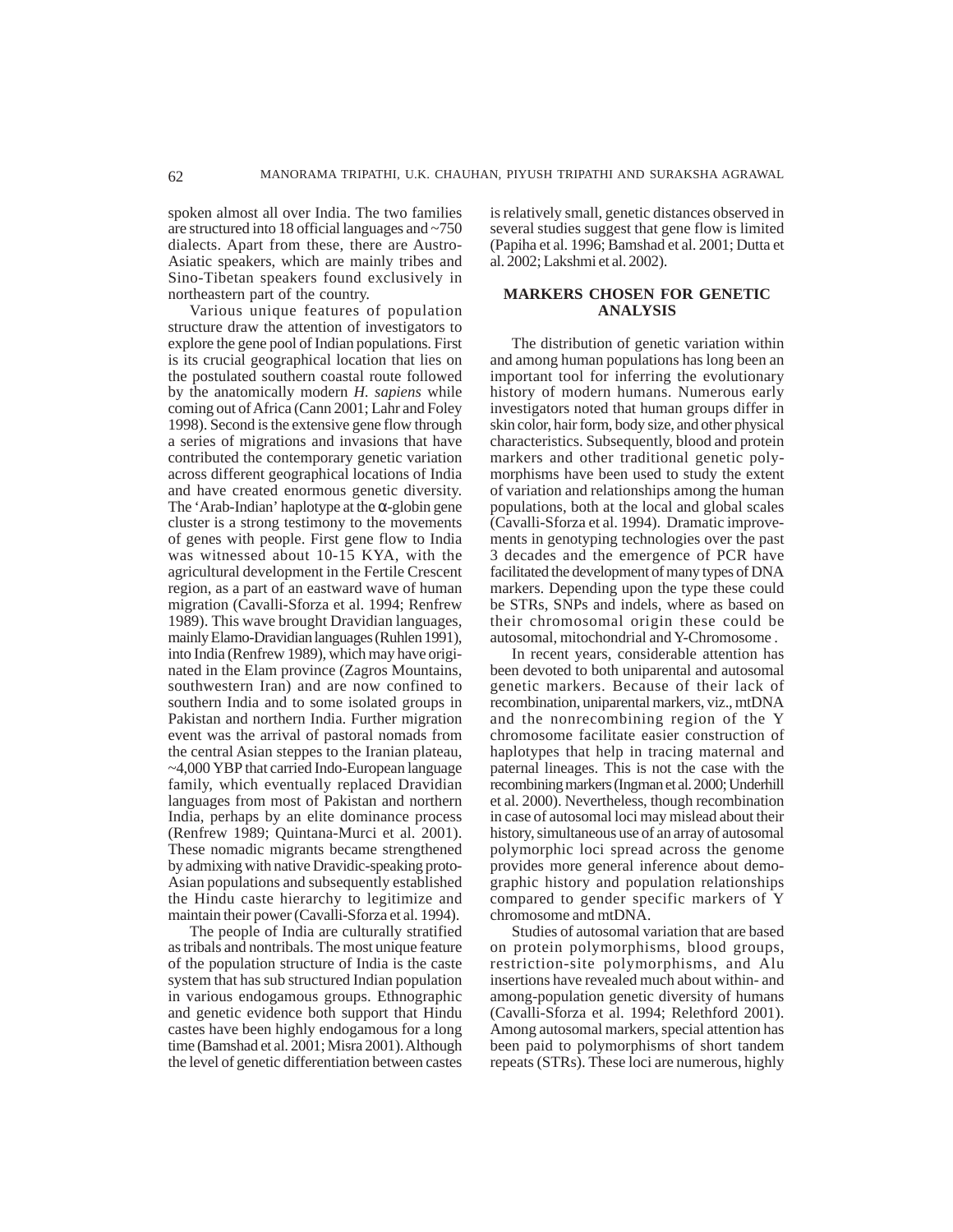spoken almost all over India. The two families are structured into 18 official languages and ~750 dialects. Apart from these, there are Austro-Asiatic speakers, which are mainly tribes and Sino-Tibetan speakers found exclusively in northeastern part of the country.

Various unique features of population structure draw the attention of investigators to explore the gene pool of Indian populations. First is its crucial geographical location that lies on the postulated southern coastal route followed by the anatomically modern *H. sapiens* while coming out of Africa (Cann 2001; Lahr and Foley 1998). Second is the extensive gene flow through a series of migrations and invasions that have contributed the contemporary genetic variation across different geographical locations of India and have created enormous genetic diversity. The 'Arab-Indian' haplotype at the $\alpha$-globin gene cluster is a strong testimony to the movements of genes with people. First gene flow to India was witnessed about 10-15 KYA, with the agricultural development in the Fertile Crescent region, as a part of an eastward wave of human migration (Cavalli-Sforza et al. 1994; Renfrew 1989). This wave brought Dravidian languages, mainly Elamo-Dravidian languages (Ruhlen 1991), into India (Renfrew 1989), which may have originated in the Elam province (Zagros Mountains, southwestern Iran) and are now confined to southern India and to some isolated groups in Pakistan and northern India. Further migration event was the arrival of pastoral nomads from the central Asian steppes to the Iranian plateau, ~4,000 YBP that carried Indo-European language family, which eventually replaced Dravidian languages from most of Pakistan and northern India, perhaps by an elite dominance process (Renfrew 1989; Quintana-Murci et al. 2001). These nomadic migrants became strengthened by admixing with native Dravidic-speaking proto-Asian populations and subsequently established the Hindu caste hierarchy to legitimize and maintain their power (Cavalli-Sforza et al. 1994).

The people of India are culturally stratified as tribals and nontribals. The most unique feature of the population structure of India is the caste system that has sub structured Indian population in various endogamous groups. Ethnographic and genetic evidence both support that Hindu castes have been highly endogamous for a long time (Bamshad et al. 2001; Misra 2001). Although the level of genetic differentiation between castes is relatively small, genetic distances observed in several studies suggest that gene flow is limited (Papiha et al. 1996; Bamshad et al. 2001; Dutta et al. 2002; Lakshmi et al. 2002).

## MARKERS CHOSEN FOR GENETIC ANALYSIS

The distribution of genetic variation within and among human populations has long been an important tool for inferring the evolutionary history of modern humans. Numerous early investigators noted that human groups differ in skin color, hair form, body size, and other physical characteristics. Subsequently, blood and protein markers and other traditional genetic polymorphisms have been used to study the extent of variation and relationships among the human populations, both at the local and global scales (Cavalli-Sforza et al. 1994). Dramatic improvements in genotyping technologies over the past 3 decades and the emergence of PCR have facilitated the development of many types of DNA markers. Depending upon the type these could be STRs, SNPs and indels, where as based on their chromosomal origin these could be autosomal, mitochondrial and Y-Chromosome .

In recent years, considerable attention has been devoted to both uniparental and autosomal genetic markers. Because of their lack of recombination, uniparental markers, viz., mtDNA and the nonrecombining region of the Y chromosome facilitate easier construction of haplotypes that help in tracing maternal and paternal lineages. This is not the case with the recombining markers (Ingman et al. 2000; Underhill et al. 2000). Nevertheless, though recombination in case of autosomal loci may mislead about their history, simultaneous use of an array of autosomal polymorphic loci spread across the genome provides more general inference about demographic history and population relationships compared to gender specific markers of Y chromosome and mtDNA.

Studies of autosomal variation that are based on protein polymorphisms, blood groups, restriction-site polymorphisms, and Alu insertions have revealed much about within- and among-population genetic diversity of humans (Cavalli-Sforza et al. 1994; Relethford 2001). Among autosomal markers, special attention has been paid to polymorphisms of short tandem repeats (STRs). These loci are numerous, highly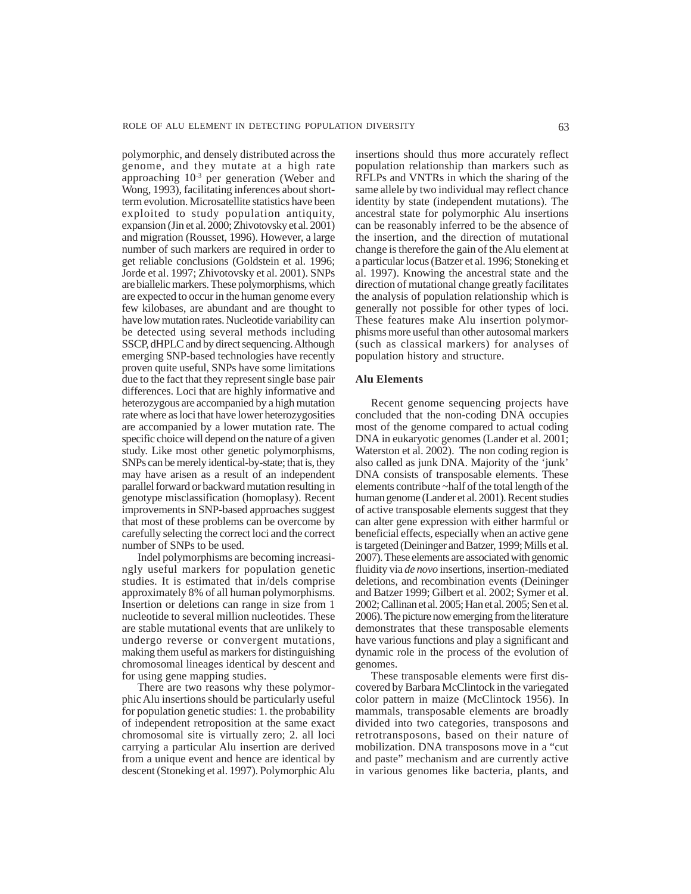polymorphic, and densely distributed across the genome, and they mutate at a high rate approaching $10^{-3}$ per generation (Weber and Wong, 1993), facilitating inferences about short-term evolution. Microsatellite statistics have been exploited to study population antiquity, expansion (Jin et al. 2000; Zhivotovsky et al. 2001) and migration (Rousset, 1996). However, a large number of such markers are required in order to get reliable conclusions (Goldstein et al. 1996; Jorde et al. 1997; Zhivotovsky et al. 2001). SNPs are biallelic markers. These polymorphisms, which are expected to occur in the human genome every few kilobases, are abundant and are thought to have low mutation rates. Nucleotide variability can be detected using several methods including SSCP, dHPLC and by direct sequencing. Although emerging SNP-based technologies have recently proven quite useful, SNPs have some limitations due to the fact that they represent single base pair differences. Loci that are highly informative and heterozygous are accompanied by a high mutation rate where as loci that have lower heterozygosities are accompanied by a lower mutation rate. The specific choice will depend on the nature of a given study. Like most other genetic polymorphisms, SNPs can be merely identical-by-state; that is, they may have arisen as a result of an independent parallel forward or backward mutation resulting in genotype misclassification (homoplasy). Recent improvements in SNP-based approaches suggest that most of these problems can be overcome by carefully selecting the correct loci and the correct number of SNPs to be used.

Indel polymorphisms are becoming increasingly useful markers for population genetic studies. It is estimated that in/dels comprise approximately 8% of all human polymorphisms. Insertion or deletions can range in size from 1 nucleotide to several million nucleotides. These are stable mutational events that are unlikely to undergo reverse or convergent mutations, making them useful as markers for distinguishing chromosomal lineages identical by descent and for using gene mapping studies.

There are two reasons why these polymorphic Alu insertions should be particularly useful for population genetic studies: 1. the probability of independent retroposition at the same exact chromosomal site is virtually zero; 2. all loci carrying a particular Alu insertion are derived from a unique event and hence are identical by descent (Stoneking et al. 1997). Polymorphic Alu insertions should thus more accurately reflect population relationship than markers such as RFLPs and VNTRs in which the sharing of the same allele by two individual may reflect chance identity by state (independent mutations). The ancestral state for polymorphic Alu insertions can be reasonably inferred to be the absence of the insertion, and the direction of mutational change is therefore the gain of the Alu element at a particular locus (Batzer et al. 1996; Stoneking et al. 1997). Knowing the ancestral state and the direction of mutational change greatly facilitates the analysis of population relationship which is generally not possible for other types of loci. These features make Alu insertion polymorphisms more useful than other autosomal markers (such as classical markers) for analyses of population history and structure.

## Alu Elements

Recent genome sequencing projects have concluded that the non-coding DNA occupies most of the genome compared to actual coding DNA in eukaryotic genomes (Lander et al. 2001; Waterston et al. 2002). The non coding region is also called as junk DNA. Majority of the 'junk' DNA consists of transposable elements. These elements contribute ~half of the total length of the human genome (Lander et al. 2001). Recent studies of active transposable elements suggest that they can alter gene expression with either harmful or beneficial effects, especially when an active gene is targeted (Deininger and Batzer, 1999; Mills et al. 2007). These elements are associated with genomic fluidity via *de novo* insertions, insertion-mediated deletions, and recombination events (Deininger and Batzer 1999; Gilbert et al. 2002; Symer et al. 2002; Callinan et al. 2005; Han et al. 2005; Sen et al. 2006). The picture now emerging from the literature demonstrates that these transposable elements have various functions and play a significant and dynamic role in the process of the evolution of genomes.

These transposable elements were first discovered by Barbara McClintock in the variegated color pattern in maize (McClintock 1956). In mammals, transposable elements are broadly divided into two categories, transposons and retrotransposons, based on their nature of mobilization. DNA transposons move in a "cut and paste" mechanism and are currently active in various genomes like bacteria, plants, and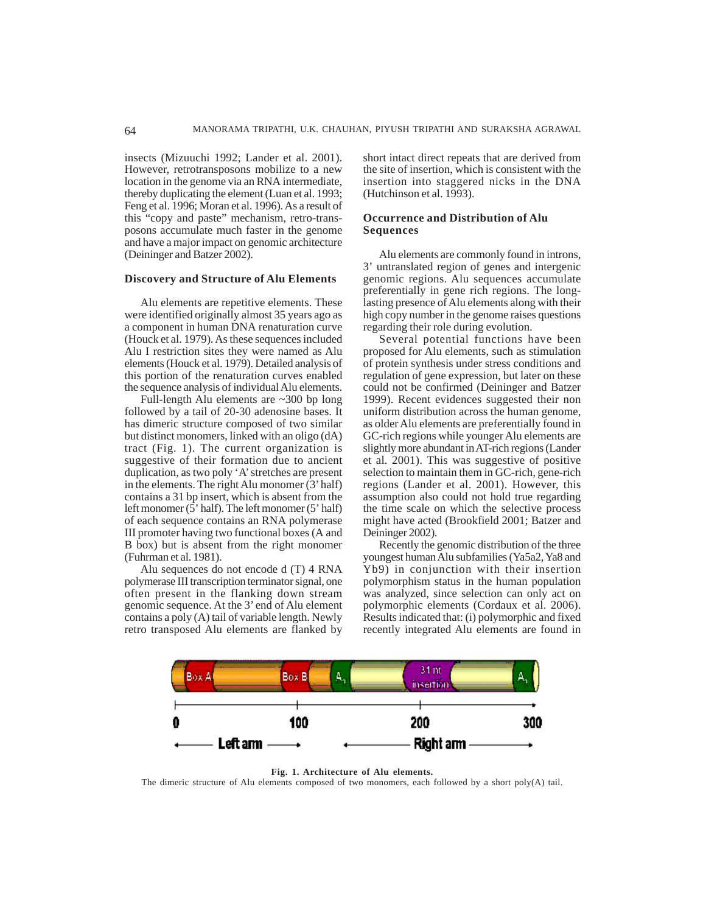insects (Mizuuchi 1992; Lander et al. 2001). However, retrotransposons mobilize to a new location in the genome via an RNA intermediate, thereby duplicating the element (Luan et al. 1993; Feng et al. 1996; Moran et al. 1996). As a result of this "copy and paste" mechanism, retro-transposons accumulate much faster in the genome and have a major impact on genomic architecture (Deininger and Batzer 2002).

## Discovery and Structure of Alu Elements

Alu elements are repetitive elements. These were identified originally almost 35 years ago as a component in human DNA renaturation curve (Houck et al. 1979). As these sequences included Alu I restriction sites they were named as Alu elements (Houck et al. 1979). Detailed analysis of this portion of the renaturation curves enabled the sequence analysis of individual Alu elements.

Full-length Alu elements are ~300 bp long followed by a tail of 20-30 adenosine bases. It has dimeric structure composed of two similar but distinct monomers, linked with an oligo (dA) tract (Fig. 1). The current organization is suggestive of their formation due to ancient duplication, as two poly 'A' stretches are present in the elements. The right Alu monomer (3' half) contains a 31 bp insert, which is absent from the left monomer (5' half). The left monomer (5' half) of each sequence contains an RNA polymerase III promoter having two functional boxes (A and B box) but is absent from the right monomer (Fuhrman et al. 1981).

Alu sequences do not encode d (T) 4 RNA polymerase III transcription terminator signal, one often present in the flanking down stream genomic sequence. At the 3' end of Alu element contains a poly (A) tail of variable length. Newly retro transposed Alu elements are flanked by short intact direct repeats that are derived from the site of insertion, which is consistent with the insertion into staggered nicks in the DNA (Hutchinson et al. 1993).

## Occurrence and Distribution of Alu Sequences

Alu elements are commonly found in introns, 3' untranslated region of genes and intergenic genomic regions. Alu sequences accumulate preferentially in gene rich regions. The long-lasting presence of Alu elements along with their high copy number in the genome raises questions regarding their role during evolution.

Several potential functions have been proposed for Alu elements, such as stimulation of protein synthesis under stress conditions and regulation of gene expression, but later on these could not be confirmed (Deininger and Batzer 1999). Recent evidences suggested their non uniform distribution across the human genome, as older Alu elements are preferentially found in GC-rich regions while younger Alu elements are slightly more abundant in AT-rich regions (Lander et al. 2001). This was suggestive of positive selection to maintain them in GC-rich, gene-rich regions (Lander et al. 2001). However, this assumption also could not hold true regarding the time scale on which the selective process might have acted (Brookfield 2001; Batzer and Deininger 2002).

Recently the genomic distribution of the three youngest human Alu subfamilies (Ya5a2, Ya8 and Yb9) in conjunction with their insertion polymorphism status in the human population was analyzed, since selection can only act on polymorphic elements (Cordaux et al. 2006). Results indicated that: (i) polymorphic and fixed recently integrated Alu elements are found in

**Fig. 1. Architecture of Alu elements.**
The dimeric structure of Alu elements composed of two monomers, each followed by a short poly(A) tail.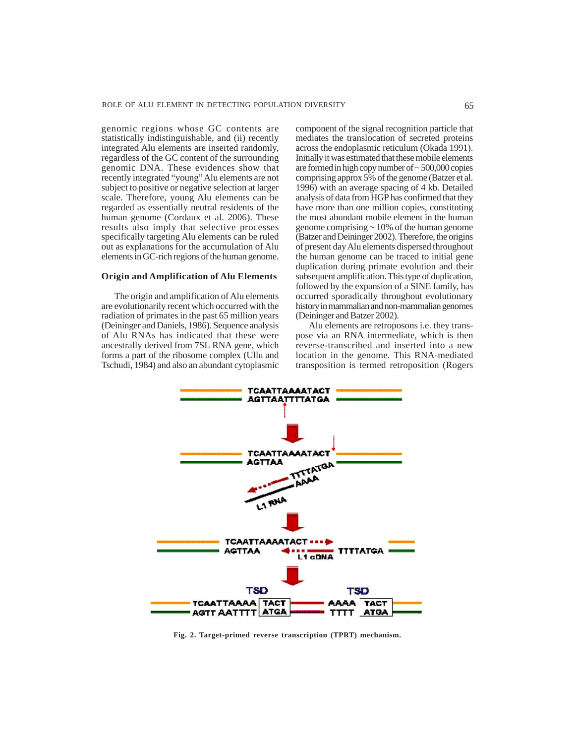genomic regions whose GC contents are statistically indistinguishable, and (ii) recently integrated Alu elements are inserted randomly, regardless of the GC content of the surrounding genomic DNA. These evidences show that recently integrated "young" Alu elements are not subject to positive or negative selection at larger scale. Therefore, young Alu elements can be regarded as essentially neutral residents of the human genome (Cordaux et al. 2006). These results also imply that selective processes specifically targeting Alu elements can be ruled out as explanations for the accumulation of Alu elements in GC-rich regions of the human genome.

### Origin and Amplification of Alu Elements

The origin and amplification of Alu elements are evolutionarily recent which occurred with the radiation of primates in the past 65 million years (Deininger and Daniels, 1986). Sequence analysis of Alu RNAs has indicated that these were ancestrally derived from 7SL RNA gene, which forms a part of the ribosome complex (Ullu and Tschudi, 1984) and also an abundant cytoplasmic component of the signal recognition particle that mediates the translocation of secreted proteins across the endoplasmic reticulum (Okada 1991). Initially it was estimated that these mobile elements are formed in high copy number of ~ 500,000 copies comprising approx 5% of the genome (Batzer et al. 1996) with an average spacing of 4 kb. Detailed analysis of data from HGP has confirmed that they have more than one million copies, constituting the most abundant mobile element in the human genome comprising ~ 10% of the human genome (Batzer and Deininger 2002). Therefore, the origins of present day Alu elements dispersed throughout the human genome can be traced to initial gene duplication during primate evolution and their subsequent amplification. This type of duplication, followed by the expansion of a SINE family, has occurred sporadically throughout evolutionary history in mammalian and non-mammalian genomes (Deininger and Batzer 2002).

Alu elements are retroposons i.e. they transpose via an RNA intermediate, which is then reverse-transcribed and inserted into a new location in the genome. This RNA-mediated transposition is termed retroposition (Rogers

**Fig. 2. Target-primed reverse transcription (TPRT) mechanism.**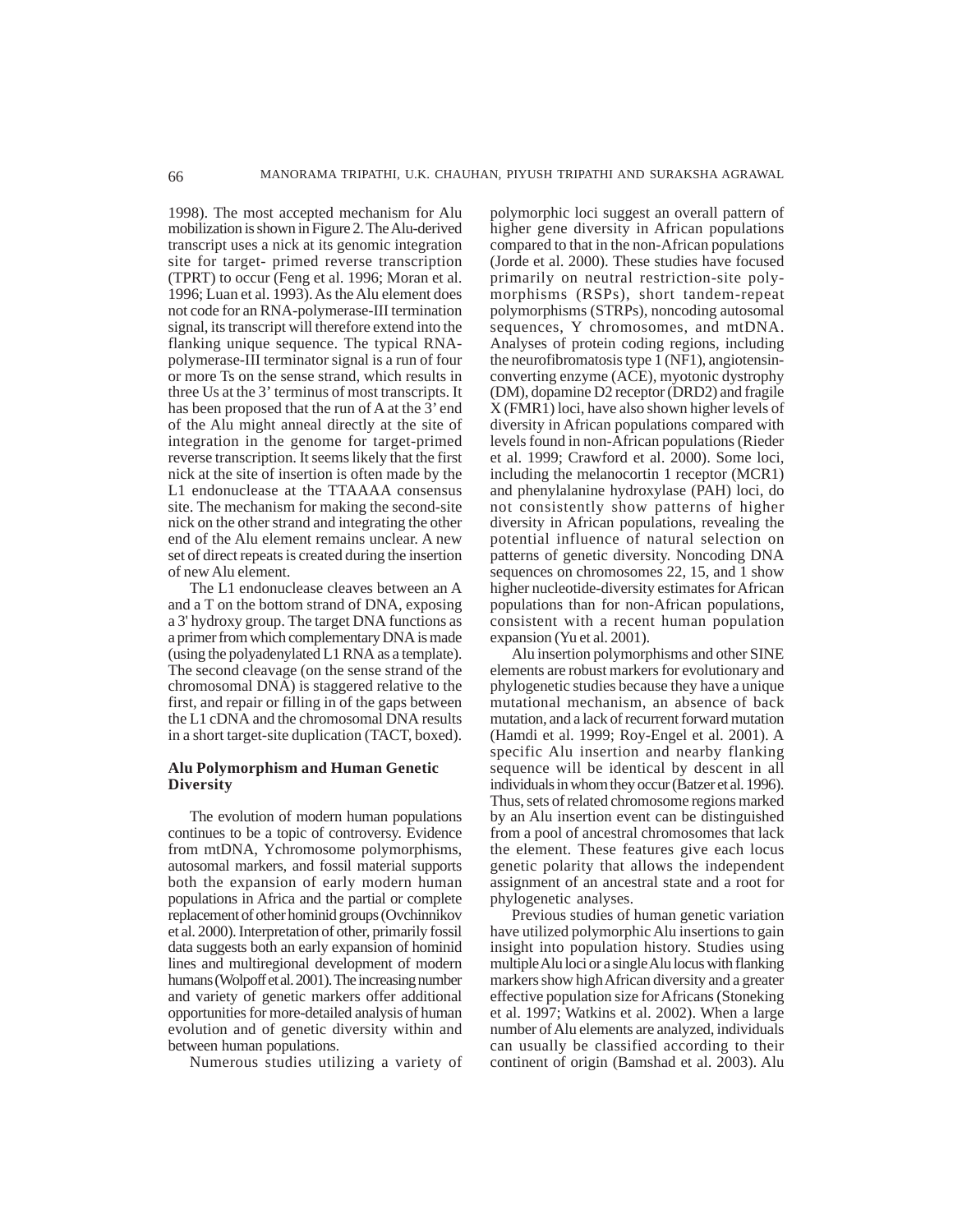1998). The most accepted mechanism for Alu mobilization is shown in Figure 2. The Alu-derived transcript uses a nick at its genomic integration site for target- primed reverse transcription (TPRT) to occur (Feng et al. 1996; Moran et al. 1996; Luan et al. 1993). As the Alu element does not code for an RNA-polymerase-III termination signal, its transcript will therefore extend into the flanking unique sequence. The typical RNA-polymerase-III terminator signal is a run of four or more Ts on the sense strand, which results in three Us at the 3' terminus of most transcripts. It has been proposed that the run of A at the 3' end of the Alu might anneal directly at the site of integration in the genome for target-primed reverse transcription. It seems likely that the first nick at the site of insertion is often made by the L1 endonuclease at the TTAAAA consensus site. The mechanism for making the second-site nick on the other strand and integrating the other end of the Alu element remains unclear. A new set of direct repeats is created during the insertion of new Alu element.

The L1 endonuclease cleaves between an A and a T on the bottom strand of DNA, exposing a 3' hydroxy group. The target DNA functions as a primer from which complementary DNA is made (using the polyadenylated L1 RNA as a template). The second cleavage (on the sense strand of the chromosomal DNA) is staggered relative to the first, and repair or filling in of the gaps between the L1 cDNA and the chromosomal DNA results in a short target-site duplication (TACT, boxed).

## Alu Polymorphism and Human Genetic Diversity

The evolution of modern human populations continues to be a topic of controversy. Evidence from mtDNA, Ychromosome polymorphisms, autosomal markers, and fossil material supports both the expansion of early modern human populations in Africa and the partial or complete replacement of other hominid groups (Ovchinnikov et al. 2000). Interpretation of other, primarily fossil data suggests both an early expansion of hominid lines and multiregional development of modern humans (Wolpoff et al. 2001). The increasing number and variety of genetic markers offer additional opportunities for more-detailed analysis of human evolution and of genetic diversity within and between human populations.

Numerous studies utilizing a variety of polymorphic loci suggest an overall pattern of higher gene diversity in African populations compared to that in the non-African populations (Jorde et al. 2000). These studies have focused primarily on neutral restriction-site polymorphisms (RSPs), short tandem-repeat polymorphisms (STRPs), noncoding autosomal sequences, Y chromosomes, and mtDNA. Analyses of protein coding regions, including the neurofibromatosis type 1 (NF1), angiotensin-converting enzyme (ACE), myotonic dystrophy (DM), dopamine D2 receptor (DRD2) and fragile X (FMR1) loci, have also shown higher levels of diversity in African populations compared with levels found in non-African populations (Rieder et al. 1999; Crawford et al. 2000). Some loci, including the melanocortin 1 receptor (MCR1) and phenylalanine hydroxylase (PAH) loci, do not consistently show patterns of higher diversity in African populations, revealing the potential influence of natural selection on patterns of genetic diversity. Noncoding DNA sequences on chromosomes 22, 15, and 1 show higher nucleotide-diversity estimates for African populations than for non-African populations, consistent with a recent human population expansion (Yu et al. 2001).

Alu insertion polymorphisms and other SINE elements are robust markers for evolutionary and phylogenetic studies because they have a unique mutational mechanism, an absence of back mutation, and a lack of recurrent forward mutation (Hamdi et al. 1999; Roy-Engel et al. 2001). A specific Alu insertion and nearby flanking sequence will be identical by descent in all individuals in whom they occur (Batzer et al. 1996). Thus, sets of related chromosome regions marked by an Alu insertion event can be distinguished from a pool of ancestral chromosomes that lack the element. These features give each locus genetic polarity that allows the independent assignment of an ancestral state and a root for phylogenetic analyses.

Previous studies of human genetic variation have utilized polymorphic Alu insertions to gain insight into population history. Studies using multiple Alu loci or a single Alu locus with flanking markers show high African diversity and a greater effective population size for Africans (Stoneking et al. 1997; Watkins et al. 2002). When a large number of Alu elements are analyzed, individuals can usually be classified according to their continent of origin (Bamshad et al. 2003). Alu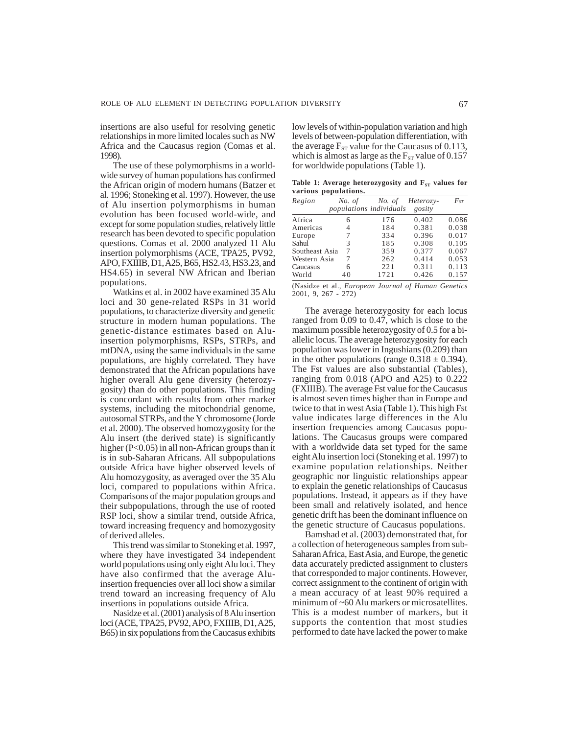insertions are also useful for resolving genetic relationships in more limited locales such as NW Africa and the Caucasus region (Comas et al. 1998).

The use of these polymorphisms in a worldwide survey of human populations has confirmed the African origin of modern humans (Batzer et al. 1996; Stoneking et al. 1997). However, the use of Alu insertion polymorphisms in human evolution has been focused world-wide, and except for some population studies, relatively little research has been devoted to specific population questions. Comas et al. 2000 analyzed 11 Alu insertion polymorphisms (ACE, TPA25, PV92, APO, FXIIIB, D1, A25, B65, HS2.43, HS3.23, and HS4.65) in several NW African and Iberian populations.

Watkins et al. in 2002 have examined 35 Alu loci and 30 gene-related RSPs in 31 world populations, to characterize diversity and genetic structure in modern human populations. The genetic-distance estimates based on Alu-insertion polymorphisms, RSPs, STRPs, and mtDNA, using the same individuals in the same populations, are highly correlated. They have demonstrated that the African populations have higher overall Alu gene diversity (heterozygosity) than do other populations. This finding is concordant with results from other marker systems, including the mitochondrial genome, autosomal STRPs, and the Y chromosome (Jorde et al. 2000). The observed homozygosity for the Alu insert (the derived state) is significantly higher ($P<0.05$) in all non-African groups than it is in sub-Saharan Africans. All subpopulations outside Africa have higher observed levels of Alu homozygosity, as averaged over the 35 Alu loci, compared to populations within Africa. Comparisons of the major population groups and their subpopulations, through the use of rooted RSP loci, show a similar trend, outside Africa, toward increasing frequency and homozygosity of derived alleles.

This trend was similar to Stoneking et al. 1997, where they have investigated 34 independent world populations using only eight Alu loci. They have also confirmed that the average Alu-insertion frequencies over all loci show a similar trend toward an increasing frequency of Alu insertions in populations outside Africa.

Nasidze et al. (2001) analysis of 8 Alu insertion loci (ACE, TPA25, PV92, APO, FXIIIB, D1, A25, B65) in six populations from the Caucasus exhibits low levels of within-population variation and high levels of between-population differentiation, with the average $F_{ST}$ value for the Caucasus of 0.113, which is almost as large as the $F_{ST}$ value of 0.157 for worldwide populations (Table 1).

**Table 1: Average heterozygosity and $F_{ST}$ values for various populations.**

| *Region* | *No. of populations* | *No. of individuals* | *Heterozygosity* | $F_{ST}$ |
|---|---|---|---|---|
| Africa | 6 | 176 | 0.402 | 0.086 |
| Americas | 4 | 184 | 0.381 | 0.038 |
| Europe | 7 | 334 | 0.396 | 0.017 |
| Sahul | 3 | 185 | 0.308 | 0.105 |
| Southeast Asia | 7 | 359 | 0.377 | 0.067 |
| Western Asia | 7 | 262 | 0.414 | 0.053 |
| Caucasus | 6 | 221 | 0.311 | 0.113 |
| World | 40 | 1721 | 0.426 | 0.157 |

(Nasidze et al., *European Journal of Human Genetics* 2001, 9, 267 - 272)

The average heterozygosity for each locus ranged from 0.09 to 0.47, which is close to the maximum possible heterozygosity of 0.5 for a bi-allelic locus. The average heterozygosity for each population was lower in Ingushians (0.209) than in the other populations (range $0.318 \pm 0.394$). The Fst values are also substantial (Tables), ranging from 0.018 (APO and A25) to 0.222 (FXIIIB). The average Fst value for the Caucasus is almost seven times higher than in Europe and twice to that in west Asia (Table 1). This high Fst value indicates large differences in the Alu insertion frequencies among Caucasus populations. The Caucasus groups were compared with a worldwide data set typed for the same eight Alu insertion loci (Stoneking et al. 1997) to examine population relationships. Neither geographic nor linguistic relationships appear to explain the genetic relationships of Caucasus populations. Instead, it appears as if they have been small and relatively isolated, and hence genetic drift has been the dominant influence on the genetic structure of Caucasus populations.

Bamshad et al. (2003) demonstrated that, for a collection of heterogeneous samples from sub-Saharan Africa, East Asia, and Europe, the genetic data accurately predicted assignment to clusters that corresponded to major continents. However, correct assignment to the continent of origin with a mean accuracy of at least 90% required a minimum of ~60 Alu markers or microsatellites. This is a modest number of markers, but it supports the contention that most studies performed to date have lacked the power to make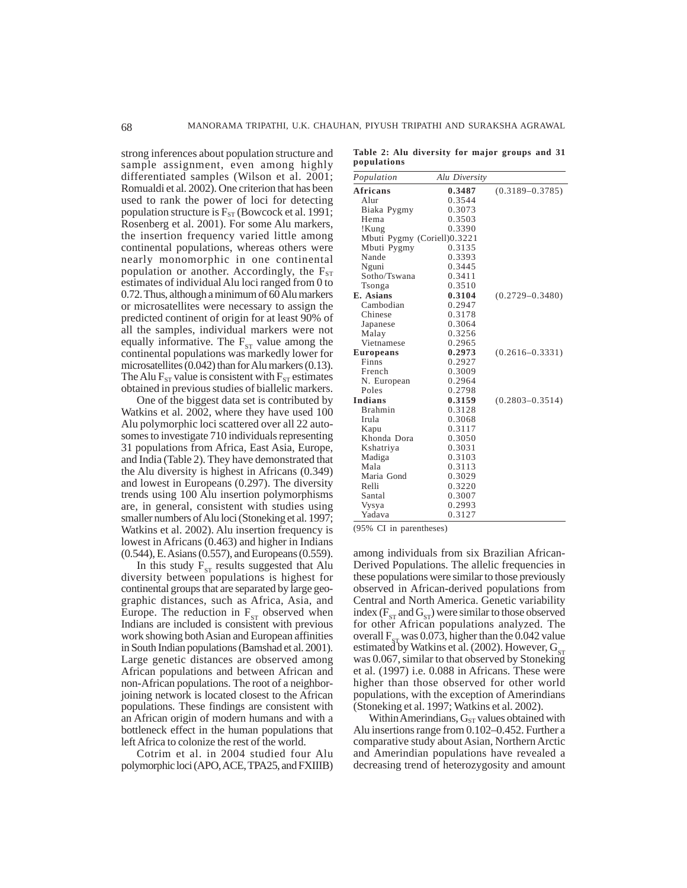strong inferences about population structure and sample assignment, even among highly differentiated samples (Wilson et al. 2001; Romualdi et al. 2002). One criterion that has been used to rank the power of loci for detecting population structure is $F_{ST}$ (Bowcock et al. 1991; Rosenberg et al. 2001). For some Alu markers, the insertion frequency varied little among continental populations, whereas others were nearly monomorphic in one continental population or another. Accordingly, the $F_{ST}$ estimates of individual Alu loci ranged from 0 to 0.72. Thus, although a minimum of 60 Alu markers or microsatellites were necessary to assign the predicted continent of origin for at least 90% of all the samples, individual markers were not equally informative. The $F_{ST}$ value among the continental populations was markedly lower for microsatellites (0.042) than for Alu markers (0.13). The Alu $F_{ST}$ value is consistent with $F_{ST}$ estimates obtained in previous studies of biallelic markers.

One of the biggest data set is contributed by Watkins et al. 2002, where they have used 100 Alu polymorphic loci scattered over all 22 autosomes to investigate 710 individuals representing 31 populations from Africa, East Asia, Europe, and India (Table 2). They have demonstrated that the Alu diversity is highest in Africans (0.349) and lowest in Europeans (0.297). The diversity trends using 100 Alu insertion polymorphisms are, in general, consistent with studies using smaller numbers of Alu loci (Stoneking et al. 1997; Watkins et al. 2002). Alu insertion frequency is lowest in Africans (0.463) and higher in Indians (0.544), E. Asians (0.557), and Europeans (0.559).

In this study $F_{ST}$ results suggested that Alu diversity between populations is highest for continental groups that are separated by large geographic distances, such as Africa, Asia, and Europe. The reduction in $F_{ST}$ observed when Indians are included is consistent with previous work showing both Asian and European affinities in South Indian populations (Bamshad et al. 2001). Large genetic distances are observed among African populations and between African and non-African populations. The root of a neighbor-joining network is located closest to the African populations. These findings are consistent with an African origin of modern humans and with a bottleneck effect in the human populations that left Africa to colonize the rest of the world.

Cotrim et al. in 2004 studied four Alu polymorphic loci (APO, ACE, TPA25, and FXIIIB)

**Table 2: Alu diversity for major groups and 31 populations**

| *Population* | *Alu Diversity* | |
|---|---|---|
| **Africans** | **0.3487** | (0.3189–0.3785) |
| Alur | 0.3544 | |
| Biaka Pygmy | 0.3073 | |
| Hema | 0.3503 | |
| !Kung | 0.3390 | |
| Mbuti Pygmy (Coriell) | 0.3221 | |
| Mbuti Pygmy | 0.3135 | |
| Nande | 0.3393 | |
| Nguni | 0.3445 | |
| Sotho/Tswana | 0.3411 | |
| Tsonga | 0.3510 | |
| **E. Asians** | **0.3104** | (0.2729–0.3480) |
| Cambodian | 0.2947 | |
| Chinese | 0.3178 | |
| Japanese | 0.3064 | |
| Malay | 0.3256 | |
| Vietnamese | 0.2965 | |
| **Europeans** | **0.2973** | (0.2616–0.3331) |
| Finns | 0.2927 | |
| French | 0.3009 | |
| N. European | 0.2964 | |
| Poles | 0.2798 | |
| **Indians** | **0.3159** | (0.2803–0.3514) |
| Brahmin | 0.3128 | |
| Irula | 0.3068 | |
| Kapu | 0.3117 | |
| Khonda Dora | 0.3050 | |
| Kshatriya | 0.3031 | |
| Madiga | 0.3103 | |
| Mala | 0.3113 | |
| Maria Gond | 0.3029 | |
| Relli | 0.3220 | |
| Santal | 0.3007 | |
| Vysya | 0.2993 | |
| Yadava | 0.3127 | |

(95% CI in parentheses)

among individuals from six Brazilian African-Derived Populations. The allelic frequencies in these populations were similar to those previously observed in African-derived populations from Central and North America. Genetic variability index ($F_{ST}$ and $G_{ST}$) were similar to those observed for other African populations analyzed. The overall $F_{ST}$ was 0.073, higher than the 0.042 value estimated by Watkins et al. (2002). However, $G_{ST}$ was 0.067, similar to that observed by Stoneking et al. (1997) i.e. 0.088 in Africans. These were higher than those observed for other world populations, with the exception of Amerindians (Stoneking et al. 1997; Watkins et al. 2002).

Within Amerindians, $G_{ST}$ values obtained with Alu insertions range from 0.102–0.452. Further a comparative study about Asian, Northern Arctic and Amerindian populations have revealed a decreasing trend of heterozygosity and amount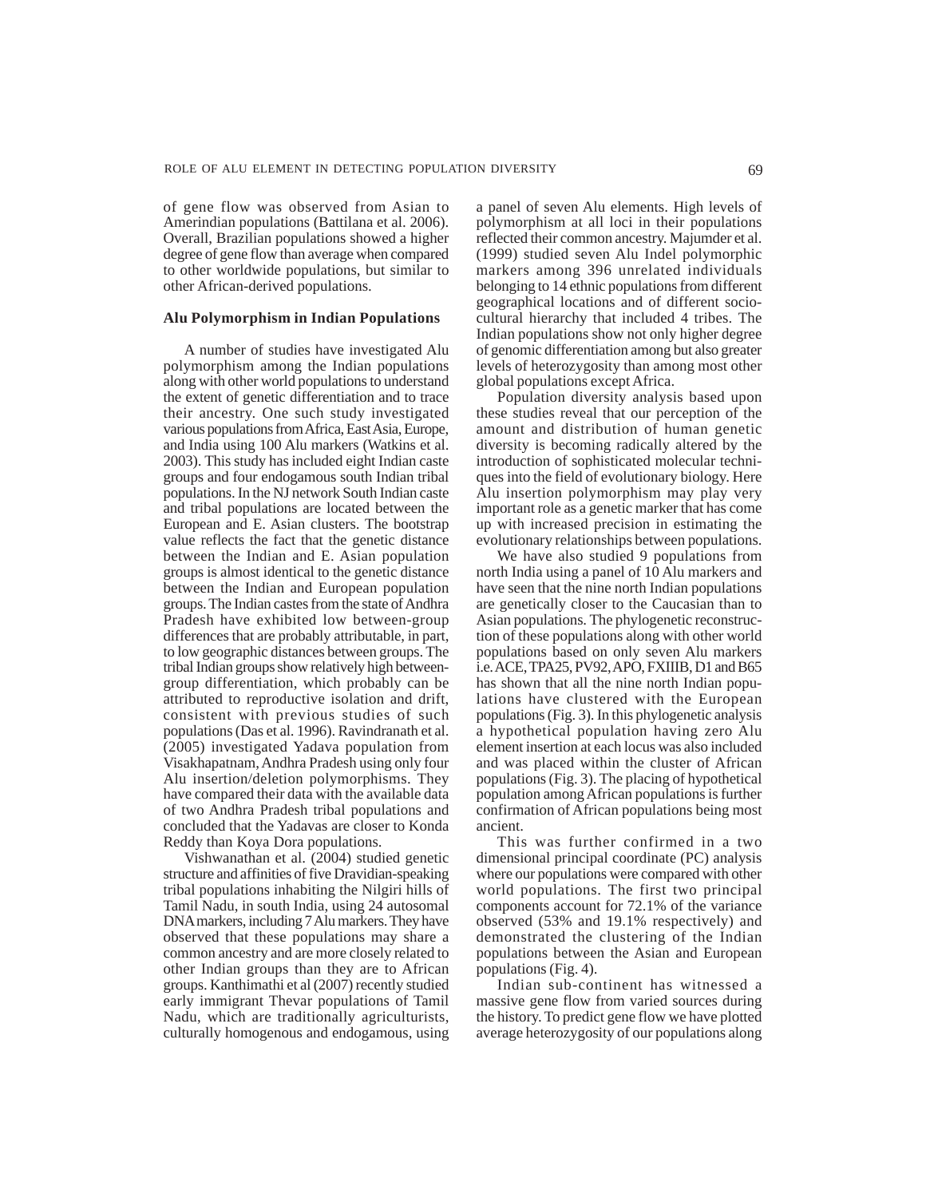of gene flow was observed from Asian to Amerindian populations (Battilana et al. 2006). Overall, Brazilian populations showed a higher degree of gene flow than average when compared to other worldwide populations, but similar to other African-derived populations.

**Alu Polymorphism in Indian Populations**

A number of studies have investigated Alu polymorphism among the Indian populations along with other world populations to understand the extent of genetic differentiation and to trace their ancestry. One such study investigated various populations from Africa, East Asia, Europe, and India using 100 Alu markers (Watkins et al. 2003). This study has included eight Indian caste groups and four endogamous south Indian tribal populations. In the NJ network South Indian caste and tribal populations are located between the European and E. Asian clusters. The bootstrap value reflects the fact that the genetic distance between the Indian and E. Asian population groups is almost identical to the genetic distance between the Indian and European population groups. The Indian castes from the state of Andhra Pradesh have exhibited low between-group differences that are probably attributable, in part, to low geographic distances between groups. The tribal Indian groups show relatively high between-group differentiation, which probably can be attributed to reproductive isolation and drift, consistent with previous studies of such populations (Das et al. 1996). Ravindranath et al. (2005) investigated Yadava population from Visakhapatnam, Andhra Pradesh using only four Alu insertion/deletion polymorphisms. They have compared their data with the available data of two Andhra Pradesh tribal populations and concluded that the Yadavas are closer to Konda Reddy than Koya Dora populations.

Vishwanathan et al. (2004) studied genetic structure and affinities of five Dravidian-speaking tribal populations inhabiting the Nilgiri hills of Tamil Nadu, in south India, using 24 autosomal DNA markers, including 7 Alu markers. They have observed that these populations may share a common ancestry and are more closely related to other Indian groups than they are to African groups. Kanthimathi et al (2007) recently studied early immigrant Thevar populations of Tamil Nadu, which are traditionally agriculturists, culturally homogenous and endogamous, using a panel of seven Alu elements. High levels of polymorphism at all loci in their populations reflected their common ancestry. Majumder et al. (1999) studied seven Alu Indel polymorphic markers among 396 unrelated individuals belonging to 14 ethnic populations from different geographical locations and of different socio-cultural hierarchy that included 4 tribes. The Indian populations show not only higher degree of genomic differentiation among but also greater levels of heterozygosity than among most other global populations except Africa.

Population diversity analysis based upon these studies reveal that our perception of the amount and distribution of human genetic diversity is becoming radically altered by the introduction of sophisticated molecular techniques into the field of evolutionary biology. Here Alu insertion polymorphism may play very important role as a genetic marker that has come up with increased precision in estimating the evolutionary relationships between populations.

We have also studied 9 populations from north India using a panel of 10 Alu markers and have seen that the nine north Indian populations are genetically closer to the Caucasian than to Asian populations. The phylogenetic reconstruction of these populations along with other world populations based on only seven Alu markers i.e. ACE, TPA25, PV92, APO, FXIIIB, D1 and B65 has shown that all the nine north Indian populations have clustered with the European populations (Fig. 3). In this phylogenetic analysis a hypothetical population having zero Alu element insertion at each locus was also included and was placed within the cluster of African populations (Fig. 3). The placing of hypothetical population among African populations is further confirmation of African populations being most ancient.

This was further confirmed in a two dimensional principal coordinate (PC) analysis where our populations were compared with other world populations. The first two principal components account for 72.1% of the variance observed (53% and 19.1% respectively) and demonstrated the clustering of the Indian populations between the Asian and European populations (Fig. 4).

Indian sub-continent has witnessed a massive gene flow from varied sources during the history. To predict gene flow we have plotted average heterozygosity of our populations along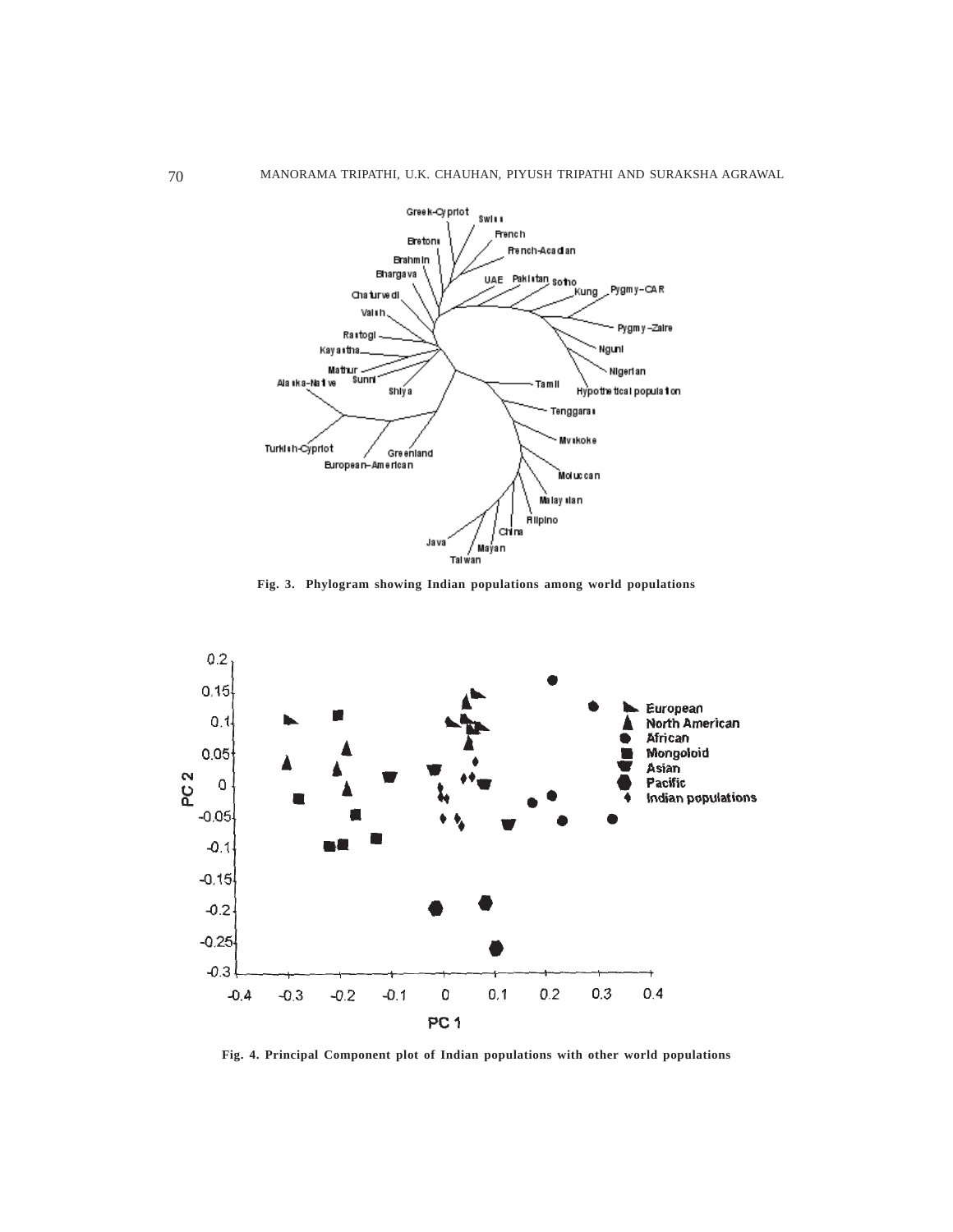Fig. 3. Phylogram showing Indian populations among world populations

Fig. 4. Principal Component plot of Indian populations with other world populations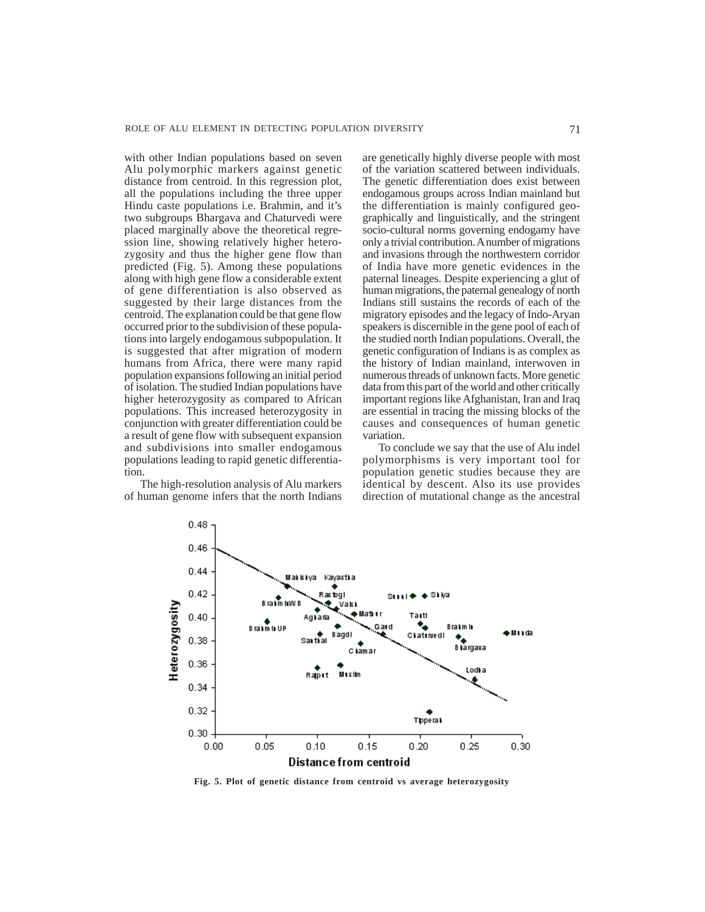with other Indian populations based on seven Alu polymorphic markers against genetic distance from centroid. In this regression plot, all the populations including the three upper Hindu caste populations i.e. Brahmin, and it's two subgroups Bhargava and Chaturvedi were placed marginally above the theoretical regression line, showing relatively higher heterozygosity and thus the higher gene flow than predicted (Fig. 5). Among these populations along with high gene flow a considerable extent of gene differentiation is also observed as suggested by their large distances from the centroid. The explanation could be that gene flow occurred prior to the subdivision of these populations into largely endogamous subpopulation. It is suggested that after migration of modern humans from Africa, there were many rapid population expansions following an initial period of isolation. The studied Indian populations have higher heterozygosity as compared to African populations. This increased heterozygosity in conjunction with greater differentiation could be a result of gene flow with subsequent expansion and subdivisions into smaller endogamous populations leading to rapid genetic differentiation.

The high-resolution analysis of Alu markers of human genome infers that the north Indians are genetically highly diverse people with most of the variation scattered between individuals. The genetic differentiation does exist between endogamous groups across Indian mainland but the differentiation is mainly configured geographically and linguistically, and the stringent socio-cultural norms governing endogamy have only a trivial contribution. A number of migrations and invasions through the northwestern corridor of India have more genetic evidences in the paternal lineages. Despite experiencing a glut of human migrations, the paternal genealogy of north Indians still sustains the records of each of the migratory episodes and the legacy of Indo-Aryan speakers is discernible in the gene pool of each of the studied north Indian populations. Overall, the genetic configuration of Indians is as complex as the history of Indian mainland, interwoven in numerous threads of unknown facts. More genetic data from this part of the world and other critically important regions like Afghanistan, Iran and Iraq are essential in tracing the missing blocks of the causes and consequences of human genetic variation.

To conclude we say that the use of Alu indel polymorphisms is very important tool for population genetic studies because they are identical by descent. Also its use provides direction of mutational change as the ancestral

**Fig. 5. Plot of genetic distance from centroid vs average heterozygosity**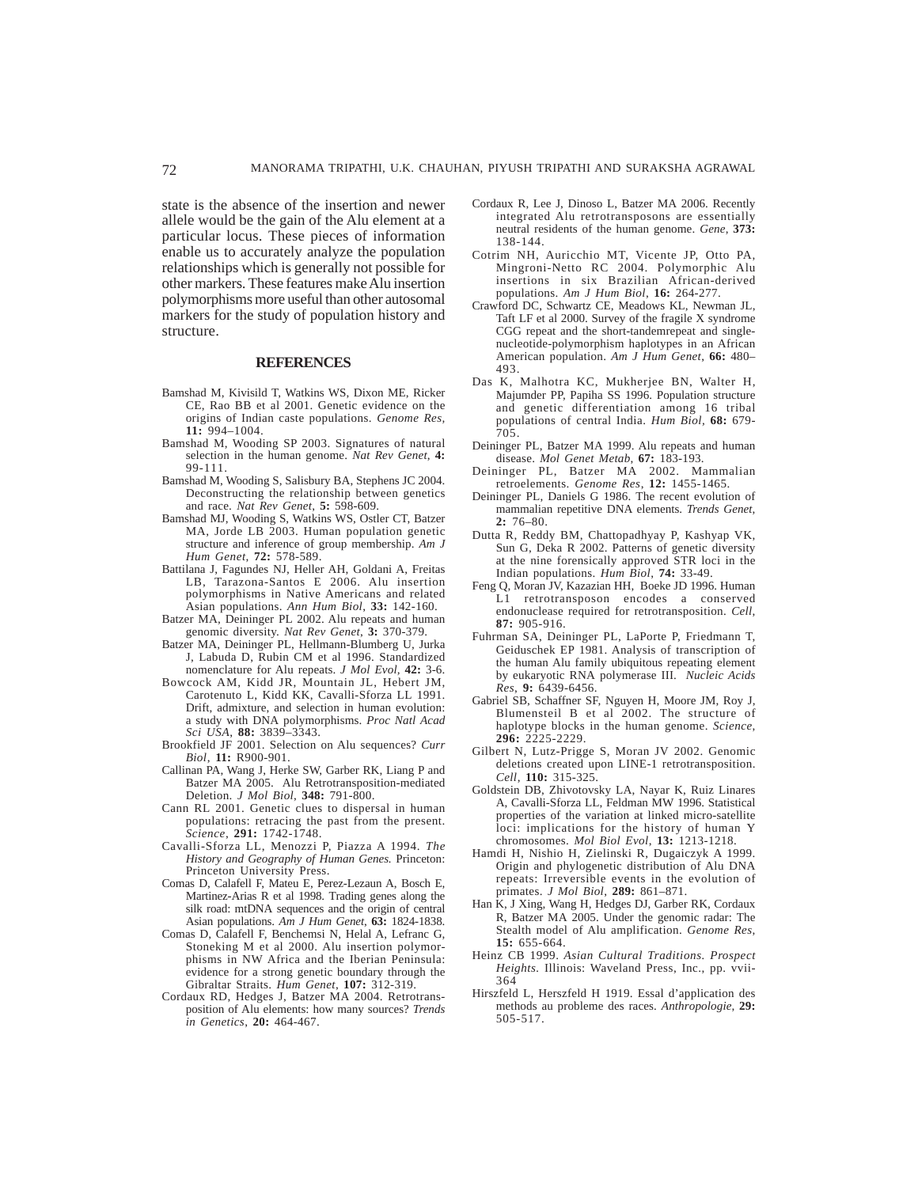state is the absence of the insertion and newer allele would be the gain of the Alu element at a particular locus. These pieces of information enable us to accurately analyze the population relationships which is generally not possible for other markers. These features make Alu insertion polymorphisms more useful than other autosomal markers for the study of population history and structure.

## REFERENCES

Bamshad M, Kivisild T, Watkins WS, Dixon ME, Ricker CE, Rao BB et al 2001. Genetic evidence on the origins of Indian caste populations. *Genome Res*, **11:** 994–1004.

Bamshad M, Wooding SP 2003. Signatures of natural selection in the human genome. *Nat Rev Genet*, **4:** 99-111.

Bamshad M, Wooding S, Salisbury BA, Stephens JC 2004. Deconstructing the relationship between genetics and race. *Nat Rev Genet*, **5:** 598-609.

Bamshad MJ, Wooding S, Watkins WS, Ostler CT, Batzer MA, Jorde LB 2003. Human population genetic structure and inference of group membership. *Am J Hum Genet*, **72:** 578-589.

Battilana J, Fagundes NJ, Heller AH, Goldani A, Freitas LB, Tarazona-Santos E 2006. Alu insertion polymorphisms in Native Americans and related Asian populations. *Ann Hum Biol*, **33:** 142-160.

Batzer MA, Deininger PL 2002. Alu repeats and human genomic diversity. *Nat Rev Genet*, **3:** 370-379.

Batzer MA, Deininger PL, Hellmann-Blumberg U, Jurka J, Labuda D, Rubin CM et al 1996. Standardized nomenclature for Alu repeats. *J Mol Evol*, **42:** 3-6.

Bowcock AM, Kidd JR, Mountain JL, Hebert JM, Carotenuto L, Kidd KK, Cavalli-Sforza LL 1991. Drift, admixture, and selection in human evolution: a study with DNA polymorphisms. *Proc Natl Acad Sci USA*, **88:** 3839–3343.

Brookfield JF 2001. Selection on Alu sequences? *Curr Biol*, **11:** R900-901.

Callinan PA, Wang J, Herke SW, Garber RK, Liang P and Batzer MA 2005. Alu Retrotransposition-mediated Deletion. *J Mol Biol*, **348:** 791-800.

Cann RL 2001. Genetic clues to dispersal in human populations: retracing the past from the present. *Science*, **291:** 1742-1748.

Cavalli-Sforza LL, Menozzi P, Piazza A 1994. *The History and Geography of Human Genes.* Princeton: Princeton University Press.

Comas D, Calafell F, Mateu E, Perez-Lezaun A, Bosch E, Martinez-Arias R et al 1998. Trading genes along the silk road: mtDNA sequences and the origin of central Asian populations. *Am J Hum Genet*, **63:** 1824-1838.

Comas D, Calafell F, Benchemsi N, Helal A, Lefranc G, Stoneking M et al 2000. Alu insertion polymorphisms in NW Africa and the Iberian Peninsula: evidence for a strong genetic boundary through the Gibraltar Straits. *Hum Genet*, **107:** 312-319.

Cordaux RD, Hedges J, Batzer MA 2004. Retrotransposition of Alu elements: how many sources? *Trends in Genetics*, **20:** 464-467.

Cordaux R, Lee J, Dinoso L, Batzer MA 2006. Recently integrated Alu retrotransposons are essentially neutral residents of the human genome. *Gene*, **373:** 138-144.

Cotrim NH, Auricchio MT, Vicente JP, Otto PA, Mingroni-Netto RC 2004. Polymorphic Alu insertions in six Brazilian African-derived populations. *Am J Hum Biol*, **16:** 264-277.

Crawford DC, Schwartz CE, Meadows KL, Newman JL, Taft LF et al 2000. Survey of the fragile X syndrome CGG repeat and the short-tandemrepeat and single-nucleotide-polymorphism haplotypes in an African American population. *Am J Hum Genet*, **66:** 480–493.

Das K, Malhotra KC, Mukherjee BN, Walter H, Majumder PP, Papiha SS 1996. Population structure and genetic differentiation among 16 tribal populations of central India. *Hum Biol*, **68:** 679-705.

Deininger PL, Batzer MA 1999. Alu repeats and human disease. *Mol Genet Metab*, **67:** 183-193.

Deininger PL, Batzer MA 2002. Mammalian retroelements. *Genome Res*, **12:** 1455-1465.

Deininger PL, Daniels G 1986. The recent evolution of mammalian repetitive DNA elements. *Trends Genet*, **2:** 76–80.

Dutta R, Reddy BM, Chattopadhyay P, Kashyap VK, Sun G, Deka R 2002. Patterns of genetic diversity at the nine forensically approved STR loci in the Indian populations. *Hum Biol*, **74:** 33-49.

Feng Q, Moran JV, Kazazian HH, Boeke JD 1996. Human L1 retrotransposon encodes a conserved endonuclease required for retrotransposition. *Cell*, **87:** 905-916.

Fuhrman SA, Deininger PL, LaPorte P, Friedmann T, Geiduschek EP 1981. Analysis of transcription of the human Alu family ubiquitous repeating element by eukaryotic RNA polymerase III. *Nucleic Acids Res*, **9:** 6439-6456.

Gabriel SB, Schaffner SF, Nguyen H, Moore JM, Roy J, Blumensteil B et al 2002. The structure of haplotype blocks in the human genome. *Science*, **296:** 2225-2229.

Gilbert N, Lutz-Prigge S, Moran JV 2002. Genomic deletions created upon LINE-1 retrotransposition. *Cell*, **110:** 315-325.

Goldstein DB, Zhivotovsky LA, Nayar K, Ruiz Linares A, Cavalli-Sforza LL, Feldman MW 1996. Statistical properties of the variation at linked micro-satellite loci: implications for the history of human Y chromosomes. *Mol Biol Evol*, **13:** 1213-1218.

Hamdi H, Nishio H, Zielinski R, Dugaiczyk A 1999. Origin and phylogenetic distribution of Alu DNA repeats: Irreversible events in the evolution of primates. *J Mol Biol*, **289:** 861–871.

Han K, J Xing, Wang H, Hedges DJ, Garber RK, Cordaux R, Batzer MA 2005. Under the genomic radar: The Stealth model of Alu amplification. *Genome Res*, **15:** 655-664.

Heinz CB 1999. *Asian Cultural Traditions. Prospect Heights.* Illinois: Waveland Press, Inc., pp. vvii-364

Hirszfeld L, Herszfeld H 1919. Essal d'application des methods au probleme des races. *Anthropologie*, **29:** 505-517.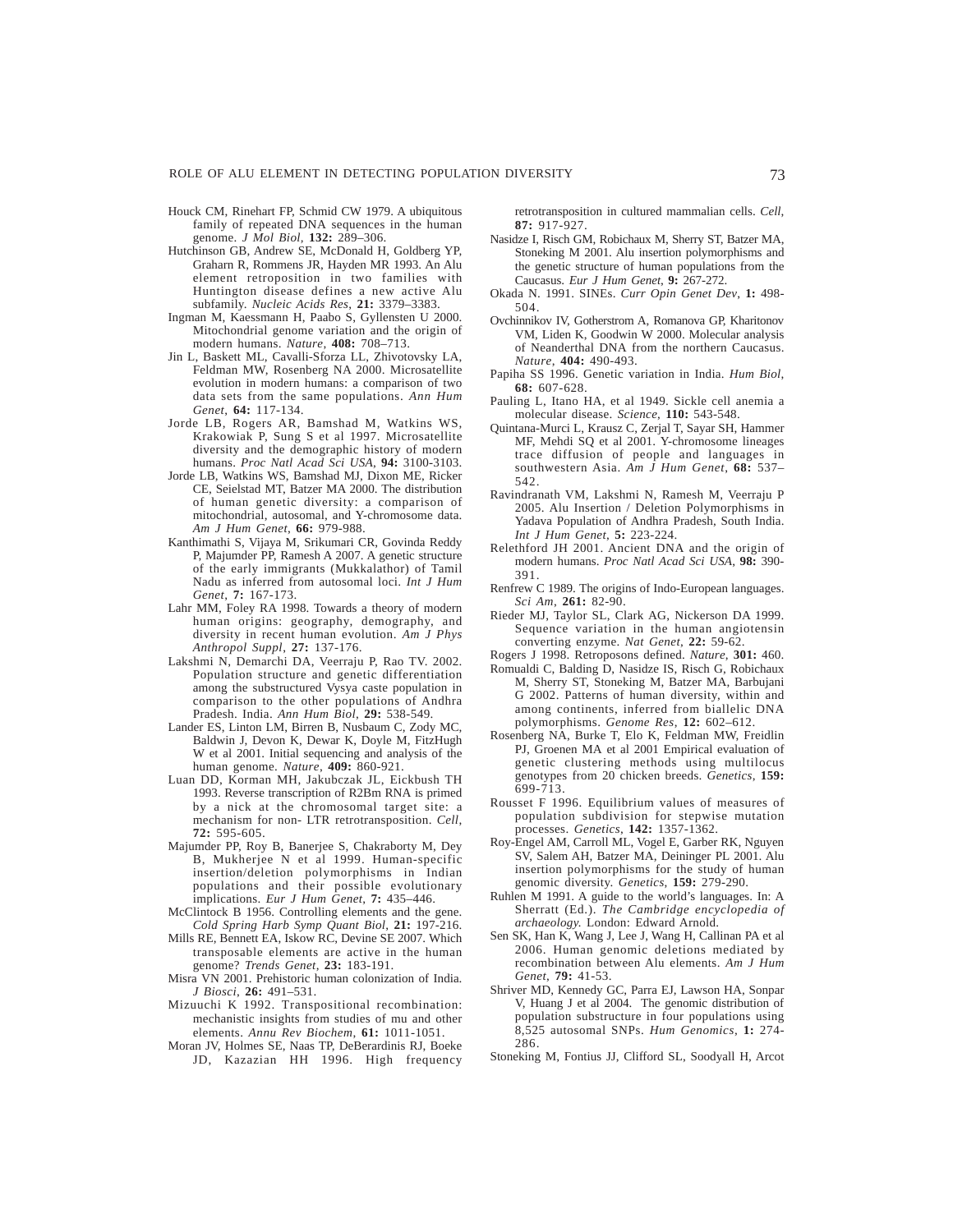Houck CM, Rinehart FP, Schmid CW 1979. A ubiquitous family of repeated DNA sequences in the human genome. *J Mol Biol*, **132:** 289–306.

Hutchinson GB, Andrew SE, McDonald H, Goldberg YP, Graharn R, Rommens JR, Hayden MR 1993. An Alu element retroposition in two families with Huntington disease defines a new active Alu subfamily. *Nucleic Acids Res*, **21:** 3379–3383.

Ingman M, Kaessmann H, Paabo S, Gyllensten U 2000. Mitochondrial genome variation and the origin of modern humans. *Nature*, **408:** 708–713.

Jin L, Baskett ML, Cavalli-Sforza LL, Zhivotovsky LA, Feldman MW, Rosenberg NA 2000. Microsatellite evolution in modern humans: a comparison of two data sets from the same populations. *Ann Hum Genet*, **64:** 117-134.

Jorde LB, Rogers AR, Bamshad M, Watkins WS, Krakowiak P, Sung S et al 1997. Microsatellite diversity and the demographic history of modern humans. *Proc Natl Acad Sci USA*, **94:** 3100-3103.

Jorde LB, Watkins WS, Bamshad MJ, Dixon ME, Ricker CE, Seielstad MT, Batzer MA 2000. The distribution of human genetic diversity: a comparison of mitochondrial, autosomal, and Y-chromosome data. *Am J Hum Genet*, **66:** 979-988.

Kanthimathi S, Vijaya M, Srikumari CR, Govinda Reddy P, Majumder PP, Ramesh A 2007. A genetic structure of the early immigrants (Mukkalathor) of Tamil Nadu as inferred from autosomal loci. *Int J Hum Genet*, **7:** 167-173.

Lahr MM, Foley RA 1998. Towards a theory of modern human origins: geography, demography, and diversity in recent human evolution. *Am J Phys Anthropol Suppl*, **27:** 137-176.

Lakshmi N, Demarchi DA, Veerraju P, Rao TV. 2002. Population structure and genetic differentiation among the substructured Vysya caste population in comparison to the other populations of Andhra Pradesh. India. *Ann Hum Biol*, **29:** 538-549.

Lander ES, Linton LM, Birren B, Nusbaum C, Zody MC, Baldwin J, Devon K, Dewar K, Doyle M, FitzHugh W et al 2001. Initial sequencing and analysis of the human genome. *Nature*, **409:** 860-921.

Luan DD, Korman MH, Jakubczak JL, Eickbush TH 1993. Reverse transcription of R2Bm RNA is primed by a nick at the chromosomal target site: a mechanism for non- LTR retrotransposition. *Cell*, **72:** 595-605.

Majumder PP, Roy B, Banerjee S, Chakraborty M, Dey B, Mukherjee N et al 1999. Human-specific insertion/deletion polymorphisms in Indian populations and their possible evolutionary implications. *Eur J Hum Genet*, **7:** 435–446.

McClintock B 1956. Controlling elements and the gene. *Cold Spring Harb Symp Quant Biol*, **21:** 197-216.

Mills RE, Bennett EA, Iskow RC, Devine SE 2007. Which transposable elements are active in the human genome? *Trends Genet*, **23:** 183-191.

Misra VN 2001. Prehistoric human colonization of India. *J Biosci*, **26:** 491–531.

Mizuuchi K 1992. Transpositional recombination: mechanistic insights from studies of mu and other elements. *Annu Rev Biochem*, **61:** 1011-1051.

Moran JV, Holmes SE, Naas TP, DeBerardinis RJ, Boeke JD, Kazazian HH 1996. High frequency retrotransposition in cultured mammalian cells. *Cell*, **87:** 917-927.

Nasidze I, Risch GM, Robichaux M, Sherry ST, Batzer MA, Stoneking M 2001. Alu insertion polymorphisms and the genetic structure of human populations from the Caucasus. *Eur J Hum Genet*, **9:** 267-272.

Okada N. 1991. SINEs. *Curr Opin Genet Dev*, **1:** 498-504.

Ovchinnikov IV, Gotherstrom A, Romanova GP, Kharitonov VM, Liden K, Goodwin W 2000. Molecular analysis of Neanderthal DNA from the northern Caucasus. *Nature*, **404:** 490-493.

Papiha SS 1996. Genetic variation in India. *Hum Biol*, **68:** 607-628.

Pauling L, Itano HA, et al 1949. Sickle cell anemia a molecular disease. *Science*, **110:** 543-548.

Quintana-Murci L, Krausz C, Zerjal T, Sayar SH, Hammer MF, Mehdi SQ et al 2001. Y-chromosome lineages trace diffusion of people and languages in southwestern Asia. *Am J Hum Genet*, **68:** 537–542.

Ravindranath VM, Lakshmi N, Ramesh M, Veerraju P 2005. Alu Insertion / Deletion Polymorphisms in Yadava Population of Andhra Pradesh, South India. *Int J Hum Genet*, **5:** 223-224.

Relethford JH 2001. Ancient DNA and the origin of modern humans. *Proc Natl Acad Sci USA*, **98:** 390-391.

Renfrew C 1989. The origins of Indo-European languages. *Sci Am*, **261:** 82-90.

Rieder MJ, Taylor SL, Clark AG, Nickerson DA 1999. Sequence variation in the human angiotensin converting enzyme. *Nat Genet*, **22:** 59-62.

Rogers J 1998. Retroposons defined. *Nature*, **301:** 460.

Romualdi C, Balding D, Nasidze IS, Risch G, Robichaux M, Sherry ST, Stoneking M, Batzer MA, Barbujani G 2002. Patterns of human diversity, within and among continents, inferred from biallelic DNA polymorphisms. *Genome Res*, **12:** 602–612.

Rosenberg NA, Burke T, Elo K, Feldman MW, Freidlin PJ, Groenen MA et al 2001 Empirical evaluation of genetic clustering methods using multilocus genotypes from 20 chicken breeds. *Genetics*, **159:** 699-713.

Rousset F 1996. Equilibrium values of measures of population subdivision for stepwise mutation processes. *Genetics*, **142:** 1357-1362.

Roy-Engel AM, Carroll ML, Vogel E, Garber RK, Nguyen SV, Salem AH, Batzer MA, Deininger PL 2001. Alu insertion polymorphisms for the study of human genomic diversity. *Genetics*, **159:** 279-290.

Ruhlen M 1991. A guide to the world's languages. In: A Sherratt (Ed.). *The Cambridge encyclopedia of archaeology.* London: Edward Arnold.

Sen SK, Han K, Wang J, Lee J, Wang H, Callinan PA et al 2006. Human genomic deletions mediated by recombination between Alu elements. *Am J Hum Genet*, **79:** 41-53.

Shriver MD, Kennedy GC, Parra EJ, Lawson HA, Sonpar V, Huang J et al 2004. The genomic distribution of population substructure in four populations using 8,525 autosomal SNPs. *Hum Genomics*, **1:** 274-286.

Stoneking M, Fontius JJ, Clifford SL, Soodyall H, Arcot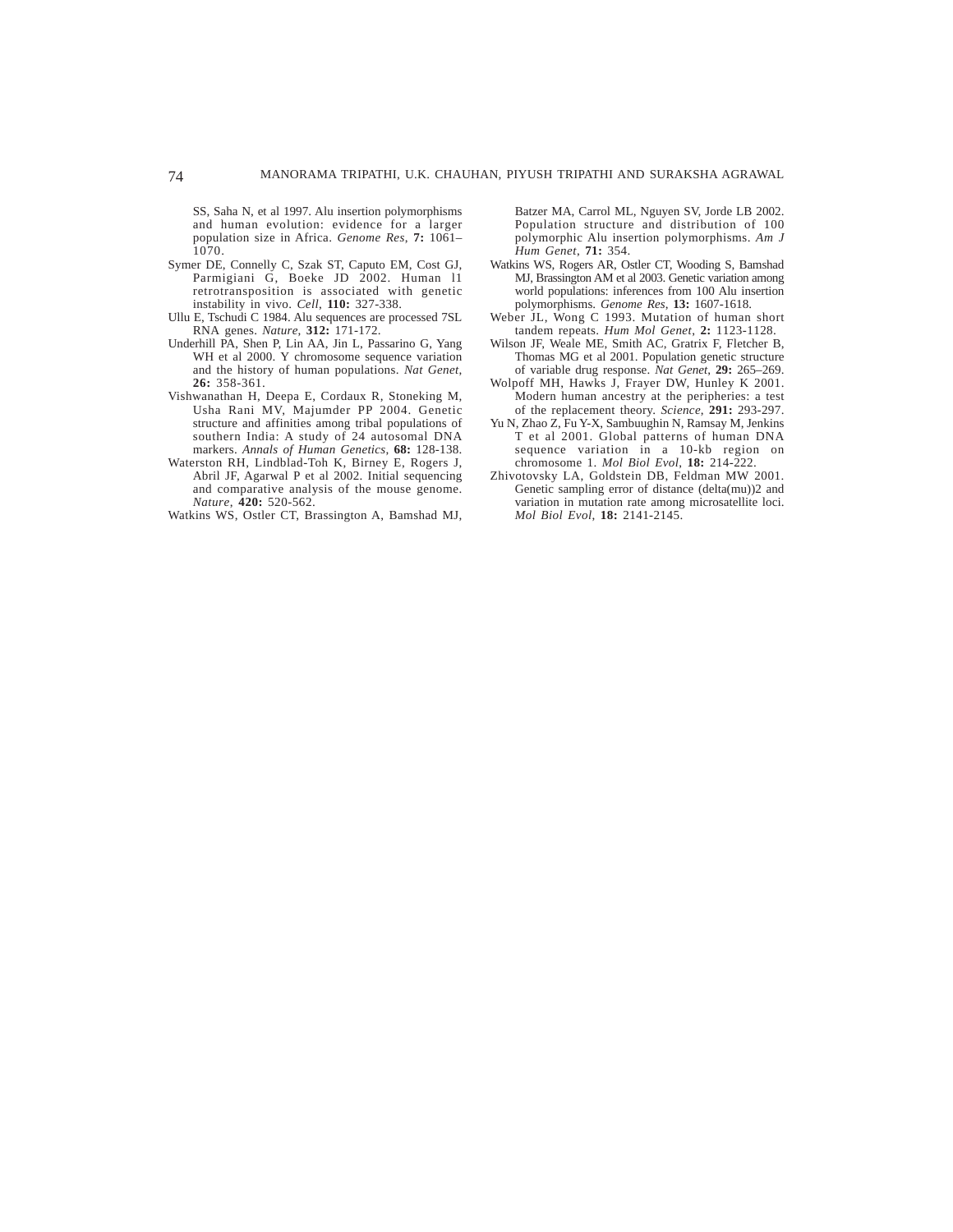SS, Saha N, et al 1997. Alu insertion polymorphisms and human evolution: evidence for a larger population size in Africa. *Genome Res*, **7:** 1061–1070.

Symer DE, Connelly C, Szak ST, Caputo EM, Cost GJ, Parmigiani G, Boeke JD 2002. Human l1 retrotransposition is associated with genetic instability in vivo. *Cell*, **110:** 327-338.

Ullu E, Tschudi C 1984. Alu sequences are processed 7SL RNA genes. *Nature*, **312:** 171-172.

Underhill PA, Shen P, Lin AA, Jin L, Passarino G, Yang WH et al 2000. Y chromosome sequence variation and the history of human populations. *Nat Genet*, **26:** 358-361.

Vishwanathan H, Deepa E, Cordaux R, Stoneking M, Usha Rani MV, Majumder PP 2004. Genetic structure and affinities among tribal populations of southern India: A study of 24 autosomal DNA markers. *Annals of Human Genetics*, **68:** 128-138.

Waterston RH, Lindblad-Toh K, Birney E, Rogers J, Abril JF, Agarwal P et al 2002. Initial sequencing and comparative analysis of the mouse genome. *Nature*, **420:** 520-562.

Watkins WS, Ostler CT, Brassington A, Bamshad MJ, Batzer MA, Carrol ML, Nguyen SV, Jorde LB 2002. Population structure and distribution of 100 polymorphic Alu insertion polymorphisms. *Am J Hum Genet*, **71:** 354.

Watkins WS, Rogers AR, Ostler CT, Wooding S, Bamshad MJ, Brassington AM et al 2003. Genetic variation among world populations: inferences from 100 Alu insertion polymorphisms. *Genome Res*, **13:** 1607-1618.

Weber JL, Wong C 1993. Mutation of human short tandem repeats. *Hum Mol Genet*, **2:** 1123-1128.

Wilson JF, Weale ME, Smith AC, Gratrix F, Fletcher B, Thomas MG et al 2001. Population genetic structure of variable drug response. *Nat Genet*, **29:** 265–269.

Wolpoff MH, Hawks J, Frayer DW, Hunley K 2001. Modern human ancestry at the peripheries: a test of the replacement theory. *Science*, **291:** 293-297.

Yu N, Zhao Z, Fu Y-X, Sambuughin N, Ramsay M, Jenkins T et al 2001. Global patterns of human DNA sequence variation in a 10-kb region on chromosome 1. *Mol Biol Evol*, **18:** 214-222.

Zhivotovsky LA, Goldstein DB, Feldman MW 2001. Genetic sampling error of distance (delta(mu))2 and variation in mutation rate among microsatellite loci. *Mol Biol Evol*, **18:** 2141-2145.